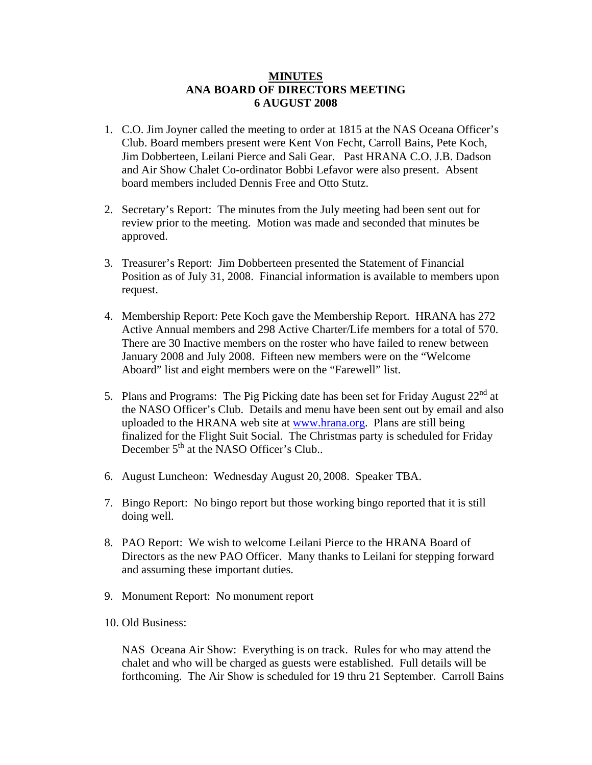# MINUTES
## ANA BOARD OF DIRECTORS MEETING
## 6 AUGUST 2008

1. C.O. Jim Joyner called the meeting to order at 1815 at the NAS Oceana Officer's Club. Board members present were Kent Von Fecht, Carroll Bains, Pete Koch, Jim Dobberteen, Leilani Pierce and Sali Gear. Past HRANA C.O. J.B. Dadson and Air Show Chalet Co-ordinator Bobbi Lefavor were also present. Absent board members included Dennis Free and Otto Stutz.

2. Secretary's Report: The minutes from the July meeting had been sent out for review prior to the meeting. Motion was made and seconded that minutes be approved.

3. Treasurer's Report: Jim Dobberteen presented the Statement of Financial Position as of July 31, 2008. Financial information is available to members upon request.

4. Membership Report: Pete Koch gave the Membership Report. HRANA has 272 Active Annual members and 298 Active Charter/Life members for a total of 570. There are 30 Inactive members on the roster who have failed to renew between January 2008 and July 2008. Fifteen new members were on the "Welcome Aboard" list and eight members were on the "Farewell" list.

5. Plans and Programs: The Pig Picking date has been set for Friday August 22nd at the NASO Officer's Club. Details and menu have been sent out by email and also uploaded to the HRANA web site at [www.hrana.org](http://www.hrana.org). Plans are still being finalized for the Flight Suit Social. The Christmas party is scheduled for Friday December 5th at the NASO Officer's Club..

6. August Luncheon: Wednesday August 20, 2008. Speaker TBA.

7. Bingo Report: No bingo report but those working bingo reported that it is still doing well.

8. PAO Report: We wish to welcome Leilani Pierce to the HRANA Board of Directors as the new PAO Officer. Many thanks to Leilani for stepping forward and assuming these important duties.

9. Monument Report: No monument report

10. Old Business:

    NAS Oceana Air Show: Everything is on track. Rules for who may attend the chalet and who will be charged as guests were established. Full details will be forthcoming. The Air Show is scheduled for 19 thru 21 September. Carroll Bains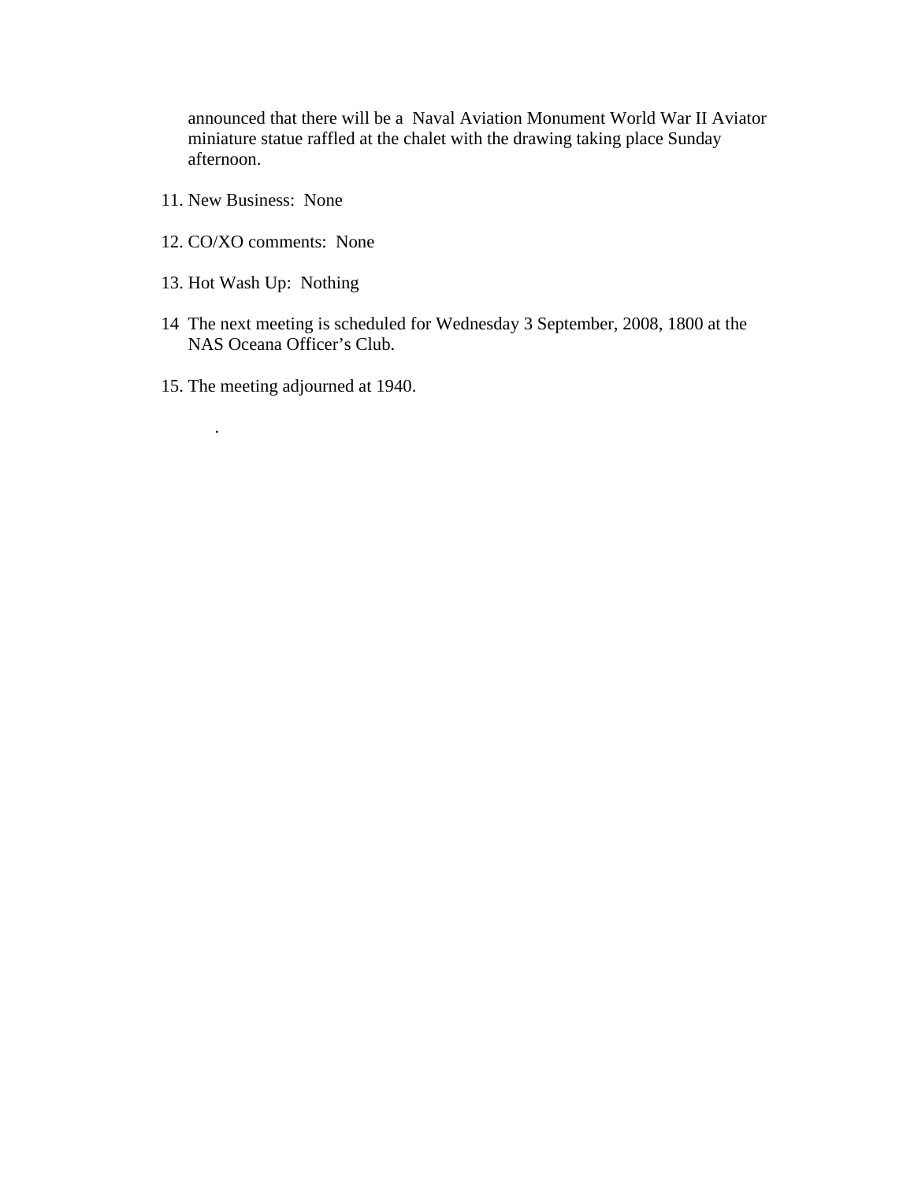announced that there will be a  Naval Aviation Monument World War II Aviator miniature statue raffled at the chalet with the drawing taking place Sunday afternoon.

11. New Business:  None

12. CO/XO comments:  None

13. Hot Wash Up:  Nothing

14  The next meeting is scheduled for Wednesday 3 September, 2008, 1800 at the NAS Oceana Officer's Club.

15. The meeting adjourned at 1940.

.